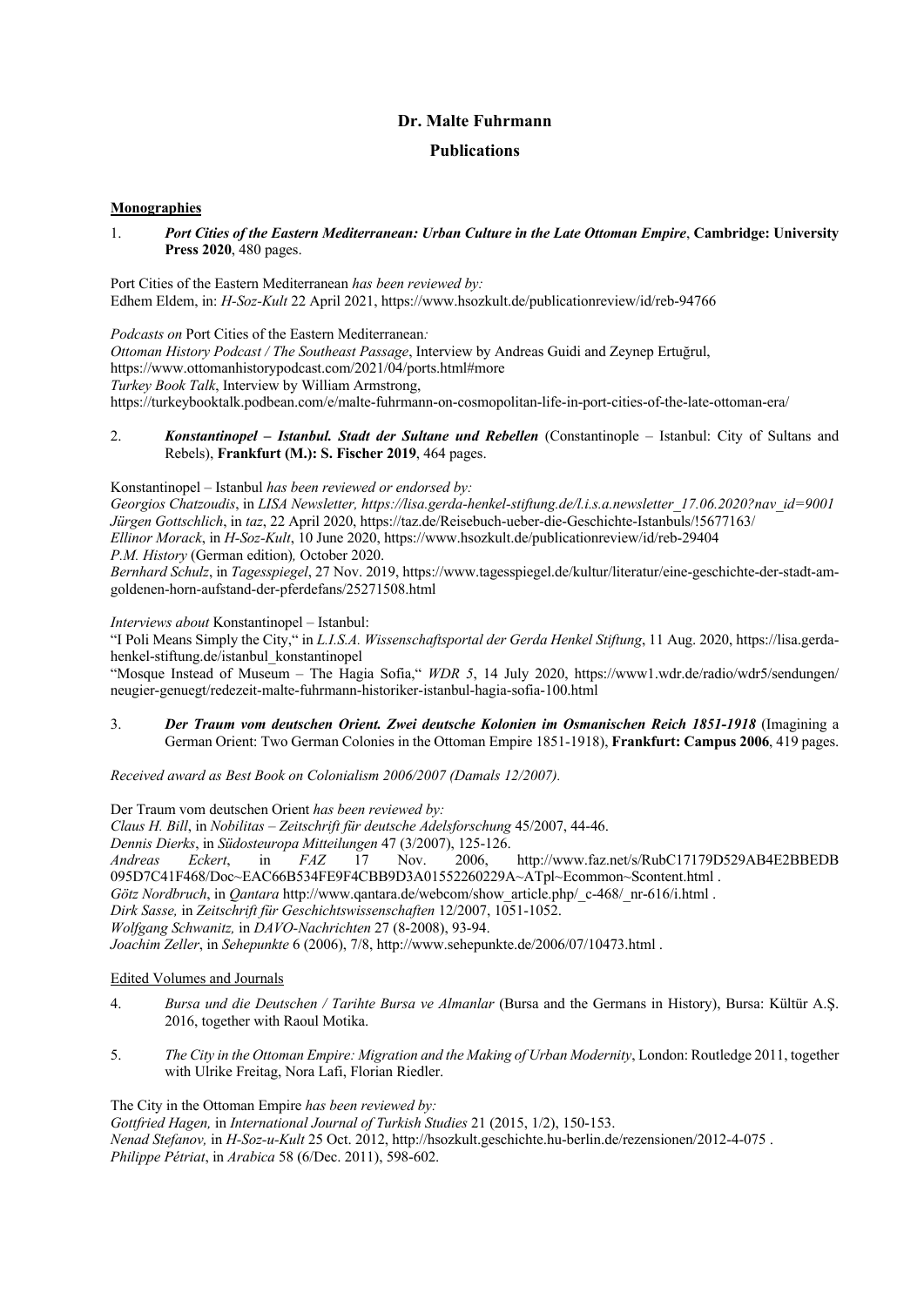# Dr. Malte Fuhrmann

## Publications

### Monographies

1. ***Port Cities of the Eastern Mediterranean: Urban Culture in the Late Ottoman Empire*, Cambridge: University Press 2020**, 480 pages.

Port Cities of the Eastern Mediterranean *has been reviewed by:*
Edhem Eldem, in: *H-Soz-Kult* 22 April 2021, https://www.hsozkult.de/publicationreview/id/reb-94766

*Podcasts on* Port Cities of the Eastern Mediterranean*:*
*Ottoman History Podcast / The Southeast Passage*, Interview by Andreas Guidi and Zeynep Ertuğrul, https://www.ottomanhistorypodcast.com/2021/04/ports.html#more
*Turkey Book Talk*, Interview by William Armstrong, https://turkeybooktalk.podbean.com/e/malte-fuhrmann-on-cosmopolitan-life-in-port-cities-of-the-late-ottoman-era/

2. ***Konstantinopel – Istanbul. Stadt der Sultane und Rebellen*** (Constantinople – Istanbul: City of Sultans and Rebels), **Frankfurt (M.): S. Fischer 2019**, 464 pages.

Konstantinopel – Istanbul *has been reviewed or endorsed by:*
*Georgios Chatzoudis*, in *LISA Newsletter, https://lisa.gerda-henkel-stiftung.de/l.i.s.a.newsletter_17.06.2020?nav_id=9001*
*Jürgen Gottschlich*, in *taz*, 22 April 2020, https://taz.de/Reisebuch-ueber-die-Geschichte-Istanbuls/!5677163/
*Ellinor Morack*, in *H-Soz-Kult*, 10 June 2020, https://www.hsozkult.de/publicationreview/id/reb-29404
*P.M. History* (German edition)*,* October 2020.
*Bernhard Schulz*, in *Tagesspiegel*, 27 Nov. 2019, https://www.tagesspiegel.de/kultur/literatur/eine-geschichte-der-stadt-am-goldenen-horn-aufstand-der-pferdefans/25271508.html

*Interviews about* Konstantinopel – Istanbul:
"I Poli Means Simply the City," in *L.I.S.A. Wissenschaftsportal der Gerda Henkel Stiftung*, 11 Aug. 2020, https://lisa.gerda-henkel-stiftung.de/istanbul_konstantinopel
"Mosque Instead of Museum – The Hagia Sofia," *WDR 5*, 14 July 2020, https://www1.wdr.de/radio/wdr5/sendungen/neugier-genuegt/redezeit-malte-fuhrmann-historiker-istanbul-hagia-sofia-100.html

3. ***Der Traum vom deutschen Orient. Zwei deutsche Kolonien im Osmanischen Reich 1851-1918*** (Imagining a German Orient: Two German Colonies in the Ottoman Empire 1851-1918), **Frankfurt: Campus 2006**, 419 pages.

*Received award as Best Book on Colonialism 2006/2007 (Damals 12/2007).*

Der Traum vom deutschen Orient *has been reviewed by:*
*Claus H. Bill*, in *Nobilitas – Zeitschrift für deutsche Adelsforschung* 45/2007, 44-46.
*Dennis Dierks*, in *Südosteuropa Mitteilungen* 47 (3/2007), 125-126.
*Andreas Eckert*, in *FAZ* 17 Nov. 2006, http://www.faz.net/s/RubC17179D529AB4E2BBEDB095D7C41F468/Doc~EAC66B534FE9F4CBB9D3A01552260229A~ATpl~Ecommon~Scontent.html .
*Götz Nordbruch*, in *Qantara* http://www.qantara.de/webcom/show_article.php/_c-468/_nr-616/i.html .
*Dirk Sasse,* in *Zeitschrift für Geschichtswissenschaften* 12/2007, 1051-1052.
*Wolfgang Schwanitz,* in *DAVO-Nachrichten* 27 (8-2008), 93-94.
*Joachim Zeller*, in *Sehepunkte* 6 (2006), 7/8, http://www.sehepunkte.de/2006/07/10473.html .

### Edited Volumes and Journals

4. *Bursa und die Deutschen / Tarihte Bursa ve Almanlar* (Bursa and the Germans in History), Bursa: Kültür A.Ş. 2016, together with Raoul Motika.

5. *The City in the Ottoman Empire: Migration and the Making of Urban Modernity*, London: Routledge 2011, together with Ulrike Freitag, Nora Lafi, Florian Riedler.

The City in the Ottoman Empire *has been reviewed by:*
*Gottfried Hagen,* in *International Journal of Turkish Studies* 21 (2015, 1/2), 150-153.
*Nenad Stefanov,* in *H-Soz-u-Kult* 25 Oct. 2012, http://hsozkult.geschichte.hu-berlin.de/rezensionen/2012-4-075 .
*Philippe Pétriat*, in *Arabica* 58 (6/Dec. 2011), 598-602.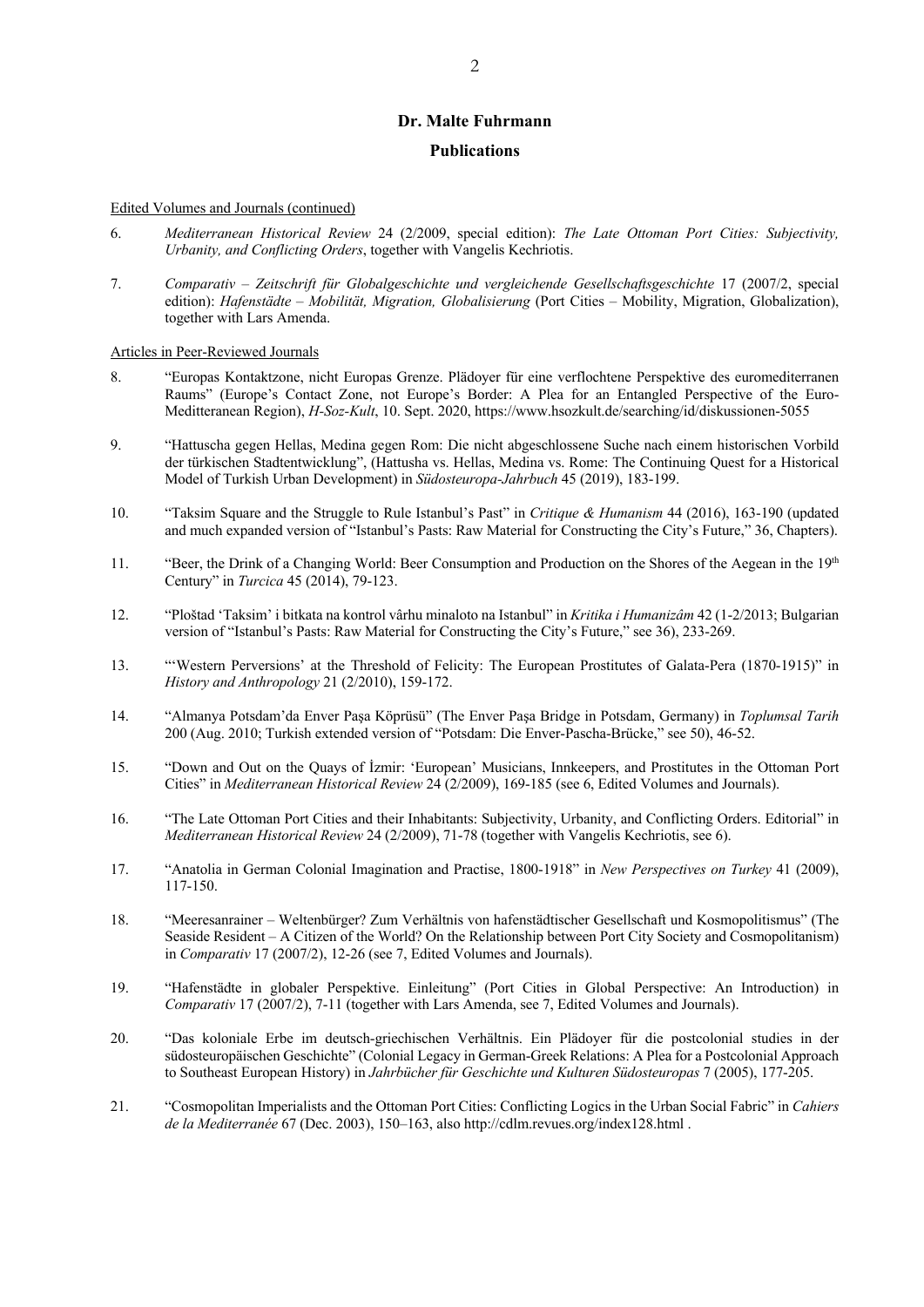**Dr. Malte Fuhrmann**

**Publications**

Edited Volumes and Journals (continued)

6. *Mediterranean Historical Review* 24 (2/2009, special edition): *The Late Ottoman Port Cities: Subjectivity, Urbanity, and Conflicting Orders*, together with Vangelis Kechriotis.

7. *Comparativ – Zeitschrift für Globalgeschichte und vergleichende Gesellschaftsgeschichte* 17 (2007/2, special edition): *Hafenstädte – Mobilität, Migration, Globalisierung* (Port Cities – Mobility, Migration, Globalization), together with Lars Amenda.

Articles in Peer-Reviewed Journals

8. "Europas Kontaktzone, nicht Europas Grenze. Plädoyer für eine verflochtene Perspektive des euromediterranen Raums" (Europe's Contact Zone, not Europe's Border: A Plea for an Entangled Perspective of the Euro-Meditteranean Region), *H-Soz-Kult*, 10. Sept. 2020, https://www.hsozkult.de/searching/id/diskussionen-5055

9. "Hattuscha gegen Hellas, Medina gegen Rom: Die nicht abgeschlossene Suche nach einem historischen Vorbild der türkischen Stadtentwicklung", (Hattusha vs. Hellas, Medina vs. Rome: The Continuing Quest for a Historical Model of Turkish Urban Development) in *Südosteuropa-Jahrbuch* 45 (2019), 183-199.

10. "Taksim Square and the Struggle to Rule Istanbul's Past" in *Critique & Humanism* 44 (2016), 163-190 (updated and much expanded version of "Istanbul's Pasts: Raw Material for Constructing the City's Future," 36, Chapters).

11. "Beer, the Drink of a Changing World: Beer Consumption and Production on the Shores of the Aegean in the 19th Century" in *Turcica* 45 (2014), 79-123.

12. "Ploštad 'Taksim' i bitkata na kontrol vârhu minaloto na Istanbul" in *Kritika i Humanizâm* 42 (1-2/2013; Bulgarian version of "Istanbul's Pasts: Raw Material for Constructing the City's Future," see 36), 233-269.

13. "'Western Perversions' at the Threshold of Felicity: The European Prostitutes of Galata-Pera (1870-1915)" in *History and Anthropology* 21 (2/2010), 159-172.

14. "Almanya Potsdam'da Enver Paşa Köprüsü" (The Enver Paşa Bridge in Potsdam, Germany) in *Toplumsal Tarih* 200 (Aug. 2010; Turkish extended version of "Potsdam: Die Enver-Pascha-Brücke," see 50), 46-52.

15. "Down and Out on the Quays of İzmir: 'European' Musicians, Innkeepers, and Prostitutes in the Ottoman Port Cities" in *Mediterranean Historical Review* 24 (2/2009), 169-185 (see 6, Edited Volumes and Journals).

16. "The Late Ottoman Port Cities and their Inhabitants: Subjectivity, Urbanity, and Conflicting Orders. Editorial" in *Mediterranean Historical Review* 24 (2/2009), 71-78 (together with Vangelis Kechriotis, see 6).

17. "Anatolia in German Colonial Imagination and Practise, 1800-1918" in *New Perspectives on Turkey* 41 (2009), 117-150.

18. "Meeresanrainer – Weltenbürger? Zum Verhältnis von hafenstädtischer Gesellschaft und Kosmopolitismus" (The Seaside Resident – A Citizen of the World? On the Relationship between Port City Society and Cosmopolitanism) in *Comparativ* 17 (2007/2), 12-26 (see 7, Edited Volumes and Journals).

19. "Hafenstädte in globaler Perspektive. Einleitung" (Port Cities in Global Perspective: An Introduction) in *Comparativ* 17 (2007/2), 7-11 (together with Lars Amenda, see 7, Edited Volumes and Journals).

20. "Das koloniale Erbe im deutsch-griechischen Verhältnis. Ein Plädoyer für die postcolonial studies in der südosteuropäischen Geschichte" (Colonial Legacy in German-Greek Relations: A Plea for a Postcolonial Approach to Southeast European History) in *Jahrbücher für Geschichte und Kulturen Südosteuropas* 7 (2005), 177-205.

21. "Cosmopolitan Imperialists and the Ottoman Port Cities: Conflicting Logics in the Urban Social Fabric" in *Cahiers de la Mediterranée* 67 (Dec. 2003), 150–163, also http://cdlm.revues.org/index128.html .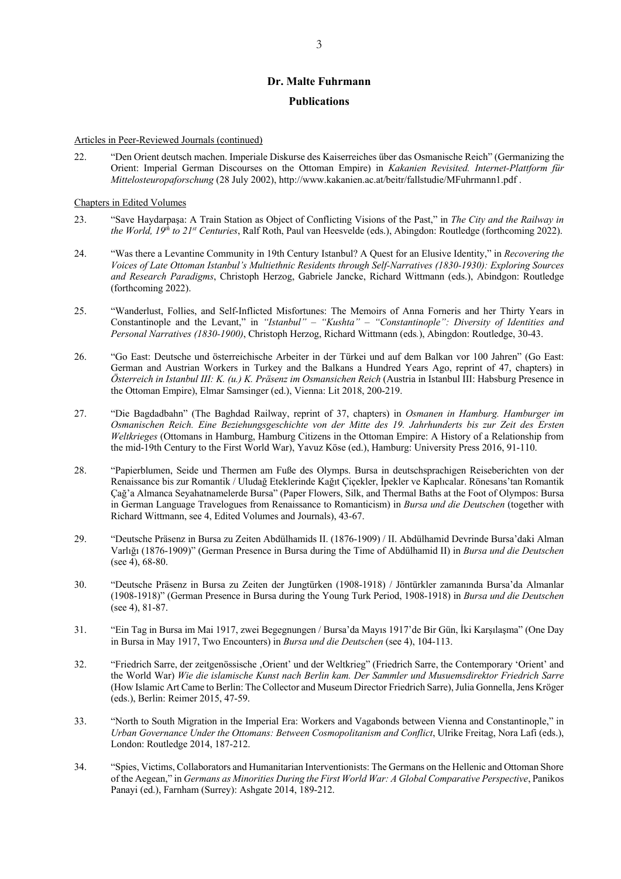# Dr. Malte Fuhrmann

## Publications

Articles in Peer-Reviewed Journals (continued)

22. "Den Orient deutsch machen. Imperiale Diskurse des Kaiserreiches über das Osmanische Reich" (Germanizing the Orient: Imperial German Discourses on the Ottoman Empire) in *Kakanien Revisited. Internet-Plattform für Mittelosteuropaforschung* (28 July 2002), http://www.kakanien.ac.at/beitr/fallstudie/MFuhrmann1.pdf .

Chapters in Edited Volumes

23. "Save Haydarpaşa: A Train Station as Object of Conflicting Visions of the Past," in *The City and the Railway in the World, 19th to 21st Centuries*, Ralf Roth, Paul van Heesvelde (eds.), Abingdon: Routledge (forthcoming 2022).

24. "Was there a Levantine Community in 19th Century Istanbul? A Quest for an Elusive Identity," in *Recovering the Voices of Late Ottoman Istanbul's Multiethnic Residents through Self-Narratives (1830-1930): Exploring Sources and Research Paradigms*, Christoph Herzog, Gabriele Jancke, Richard Wittmann (eds.), Abindgon: Routledge (forthcoming 2022).

25. "Wanderlust, Follies, and Self-Inflicted Misfortunes: The Memoirs of Anna Forneris and her Thirty Years in Constantinople and the Levant," in *"Istanbul" – "Kushta" – "Constantinople": Diversity of Identities and Personal Narratives (1830-1900)*, Christoph Herzog, Richard Wittmann (eds.), Abingdon: Routledge, 30-43.

26. "Go East: Deutsche und österreichische Arbeiter in der Türkei und auf dem Balkan vor 100 Jahren" (Go East: German and Austrian Workers in Turkey and the Balkans a Hundred Years Ago, reprint of 47, chapters) in *Österreich in Istanbul III: K. (u.) K. Präsenz im Osmansichen Reich* (Austria in Istanbul III: Habsburg Presence in the Ottoman Empire), Elmar Samsinger (ed.), Vienna: Lit 2018, 200-219.

27. "Die Bagdadbahn" (The Baghdad Railway, reprint of 37, chapters) in *Osmanen in Hamburg. Hamburger im Osmanischen Reich. Eine Beziehungsgeschichte von der Mitte des 19. Jahrhunderts bis zur Zeit des Ersten Weltkrieges* (Ottomans in Hamburg, Hamburg Citizens in the Ottoman Empire: A History of a Relationship from the mid-19th Century to the First World War), Yavuz Köse (ed.), Hamburg: University Press 2016, 91-110.

28. "Papierblumen, Seide und Thermen am Fuße des Olymps. Bursa in deutschsprachigen Reiseberichten von der Renaissance bis zur Romantik / Uludağ Eteklerinde Kağıt Çiçekler, İpekler ve Kaplıcalar. Rönesans'tan Romantik Çağ'a Almanca Seyahatnamelerde Bursa" (Paper Flowers, Silk, and Thermal Baths at the Foot of Olympos: Bursa in German Language Travelogues from Renaissance to Romanticism) in *Bursa und die Deutschen* (together with Richard Wittmann, see 4, Edited Volumes and Journals), 43-67.

29. "Deutsche Präsenz in Bursa zu Zeiten Abdülhamids II. (1876-1909) / II. Abdülhamid Devrinde Bursa'daki Alman Varlığı (1876-1909)" (German Presence in Bursa during the Time of Abdülhamid II) in *Bursa und die Deutschen* (see 4), 68-80.

30. "Deutsche Präsenz in Bursa zu Zeiten der Jungtürken (1908-1918) / Jöntürkler zamanında Bursa'da Almanlar (1908-1918)" (German Presence in Bursa during the Young Turk Period, 1908-1918) in *Bursa und die Deutschen* (see 4), 81-87.

31. "Ein Tag in Bursa im Mai 1917, zwei Begegnungen / Bursa'da Mayıs 1917'de Bir Gün, İki Karşılaşma" (One Day in Bursa in May 1917, Two Encounters) in *Bursa und die Deutschen* (see 4), 104-113.

32. "Friedrich Sarre, der zeitgenössische ‚Orient' und der Weltkrieg" (Friedrich Sarre, the Contemporary 'Orient' and the World War) *Wie die islamische Kunst nach Berlin kam. Der Sammler und Musuemsdirektor Friedrich Sarre* (How Islamic Art Came to Berlin: The Collector and Museum Director Friedrich Sarre), Julia Gonnella, Jens Kröger (eds.), Berlin: Reimer 2015, 47-59.

33. "North to South Migration in the Imperial Era: Workers and Vagabonds between Vienna and Constantinople," in *Urban Governance Under the Ottomans: Between Cosmopolitanism and Conflict*, Ulrike Freitag, Nora Lafi (eds.), London: Routledge 2014, 187-212.

34. "Spies, Victims, Collaborators and Humanitarian Interventionists: The Germans on the Hellenic and Ottoman Shore of the Aegean," in *Germans as Minorities During the First World War: A Global Comparative Perspective*, Panikos Panayi (ed.), Farnham (Surrey): Ashgate 2014, 189-212.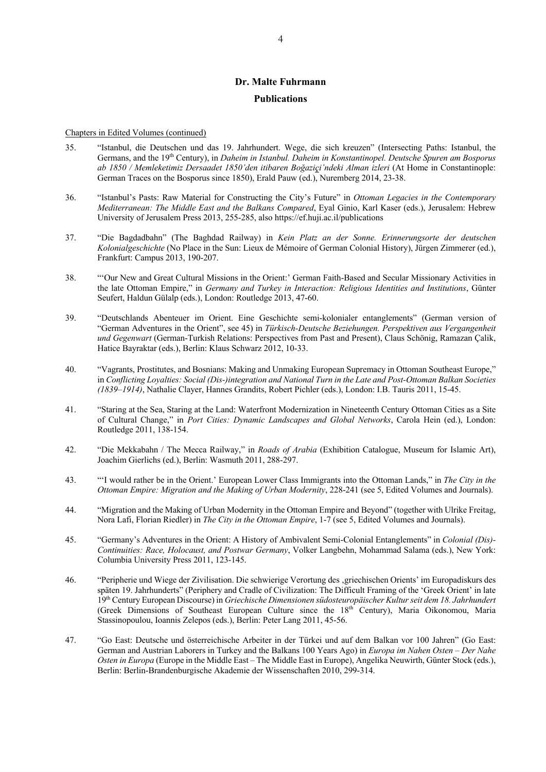**Dr. Malte Fuhrmann**

**Publications**

Chapters in Edited Volumes (continued)

35. "Istanbul, die Deutschen und das 19. Jahrhundert. Wege, die sich kreuzen" (Intersecting Paths: Istanbul, the Germans, and the 19th Century), in *Daheim in Istanbul. Daheim in Konstantinopel. Deutsche Spuren am Bosporus ab 1850 / Memleketimiz Dersaadet 1850'den itibaren Boğaziçi'ndeki Alman izleri* (At Home in Constantinople: German Traces on the Bosporus since 1850), Erald Pauw (ed.), Nuremberg 2014, 23-38.

36. "Istanbul's Pasts: Raw Material for Constructing the City's Future" in *Ottoman Legacies in the Contemporary Mediterranean: The Middle East and the Balkans Compared*, Eyal Ginio, Karl Kaser (eds.), Jerusalem: Hebrew University of Jerusalem Press 2013, 255-285, also https://ef.huji.ac.il/publications

37. "Die Bagdadbahn" (The Baghdad Railway) in *Kein Platz an der Sonne. Erinnerungsorte der deutschen Kolonialgeschichte* (No Place in the Sun: Lieux de Mémoire of German Colonial History), Jürgen Zimmerer (ed.), Frankfurt: Campus 2013, 190-207.

38. "'Our New and Great Cultural Missions in the Orient:' German Faith-Based and Secular Missionary Activities in the late Ottoman Empire," in *Germany and Turkey in Interaction: Religious Identities and Institutions*, Günter Seufert, Haldun Gülalp (eds.), London: Routledge 2013, 47-60.

39. "Deutschlands Abenteuer im Orient. Eine Geschichte semi-kolonialer entanglements" (German version of "German Adventures in the Orient", see 45) in *Türkisch-Deutsche Beziehungen. Perspektiven aus Vergangenheit und Gegenwart* (German-Turkish Relations: Perspectives from Past and Present), Claus Schönig, Ramazan Çalik, Hatice Bayraktar (eds.), Berlin: Klaus Schwarz 2012, 10-33.

40. "Vagrants, Prostitutes, and Bosnians: Making and Unmaking European Supremacy in Ottoman Southeast Europe," in *Conflicting Loyalties: Social (Dis-)integration and National Turn in the Late and Post-Ottoman Balkan Societies (1839–1914)*, Nathalie Clayer, Hannes Grandits, Robert Pichler (eds.), London: I.B. Tauris 2011, 15-45.

41. "Staring at the Sea, Staring at the Land: Waterfront Modernization in Nineteenth Century Ottoman Cities as a Site of Cultural Change," in *Port Cities: Dynamic Landscapes and Global Networks*, Carola Hein (ed.), London: Routledge 2011, 138-154.

42. "Die Mekkabahn / The Mecca Railway," in *Roads of Arabia* (Exhibition Catalogue, Museum for Islamic Art), Joachim Gierlichs (ed.), Berlin: Wasmuth 2011, 288-297.

43. "'I would rather be in the Orient.' European Lower Class Immigrants into the Ottoman Lands," in *The City in the Ottoman Empire: Migration and the Making of Urban Modernity*, 228-241 (see 5, Edited Volumes and Journals).

44. "Migration and the Making of Urban Modernity in the Ottoman Empire and Beyond" (together with Ulrike Freitag, Nora Lafi, Florian Riedler) in *The City in the Ottoman Empire*, 1-7 (see 5, Edited Volumes and Journals).

45. "Germany's Adventures in the Orient: A History of Ambivalent Semi-Colonial Entanglements" in *Colonial (Dis)-Continuities: Race, Holocaust, and Postwar Germany*, Volker Langbehn, Mohammad Salama (eds.), New York: Columbia University Press 2011, 123-145.

46. "Peripherie und Wiege der Zivilisation. Die schwierige Verortung des ‚griechischen Orients' im Europadiskurs des späten 19. Jahrhunderts" (Periphery and Cradle of Civilization: The Difficult Framing of the 'Greek Orient' in late 19th Century European Discourse) in *Griechische Dimensionen südosteuropäischer Kultur seit dem 18. Jahrhundert* (Greek Dimensions of Southeast European Culture since the 18th Century), Maria Oikonomou, Maria Stassinopoulou, Ioannis Zelepos (eds.), Berlin: Peter Lang 2011, 45-56.

47. "Go East: Deutsche und österreichische Arbeiter in der Türkei und auf dem Balkan vor 100 Jahren" (Go East: German and Austrian Laborers in Turkey and the Balkans 100 Years Ago) in *Europa im Nahen Osten – Der Nahe Osten in Europa* (Europe in the Middle East – The Middle East in Europe), Angelika Neuwirth, Günter Stock (eds.), Berlin: Berlin-Brandenburgische Akademie der Wissenschaften 2010, 299-314.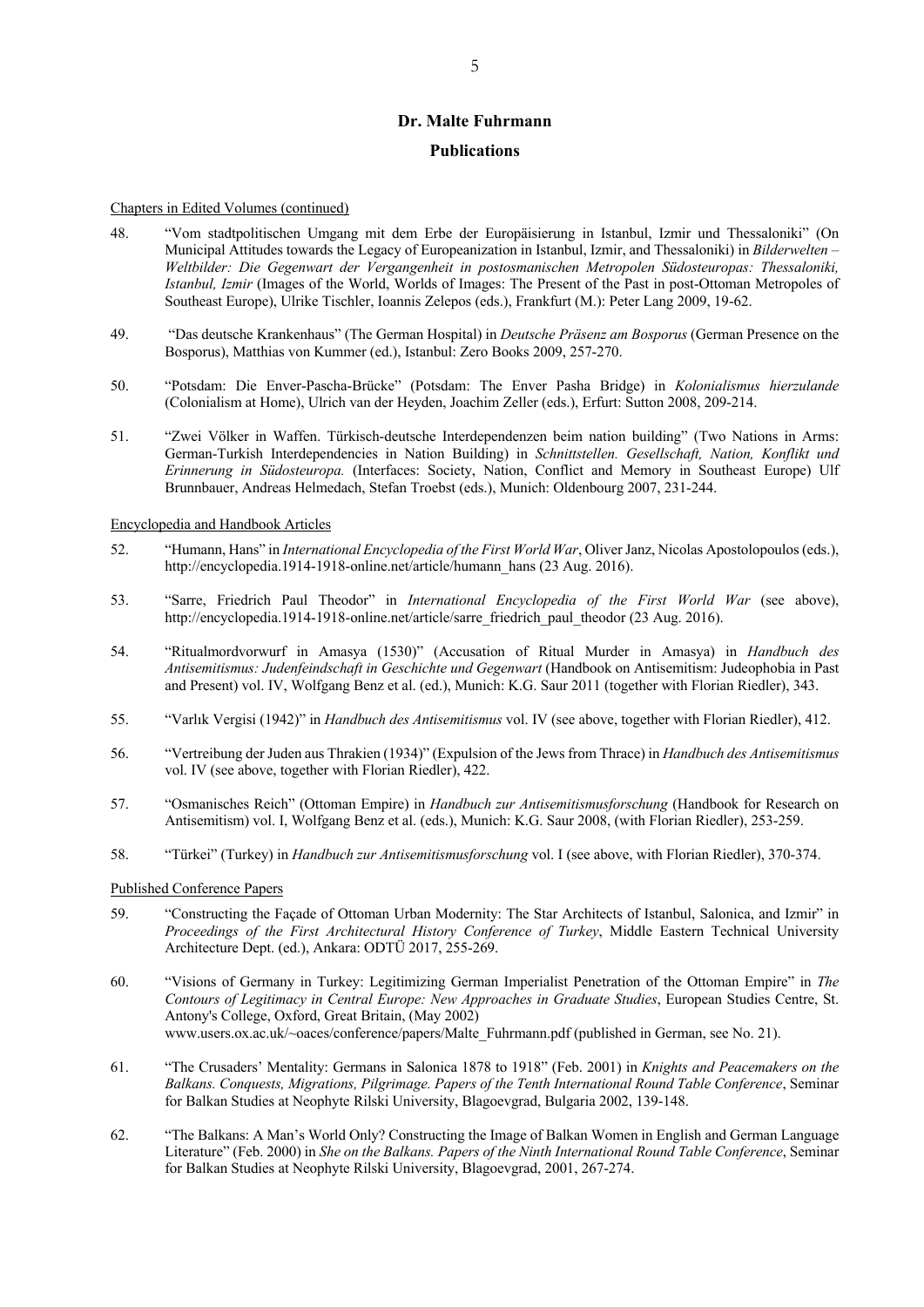# Dr. Malte Fuhrmann

## Publications

Chapters in Edited Volumes (continued)

48. "Vom stadtpolitischen Umgang mit dem Erbe der Europäisierung in Istanbul, Izmir und Thessaloniki" (On Municipal Attitudes towards the Legacy of Europeanization in Istanbul, Izmir, and Thessaloniki) in *Bilderwelten – Weltbilder: Die Gegenwart der Vergangenheit in postosmanischen Metropolen Südosteuropas: Thessaloniki, Istanbul, Izmir* (Images of the World, Worlds of Images: The Present of the Past in post-Ottoman Metropoles of Southeast Europe), Ulrike Tischler, Ioannis Zelepos (eds.), Frankfurt (M.): Peter Lang 2009, 19-62.

49. "Das deutsche Krankenhaus" (The German Hospital) in *Deutsche Präsenz am Bosporus* (German Presence on the Bosporus), Matthias von Kummer (ed.), Istanbul: Zero Books 2009, 257-270.

50. "Potsdam: Die Enver-Pascha-Brücke" (Potsdam: The Enver Pasha Bridge) in *Kolonialismus hierzulande* (Colonialism at Home), Ulrich van der Heyden, Joachim Zeller (eds.), Erfurt: Sutton 2008, 209-214.

51. "Zwei Völker in Waffen. Türkisch-deutsche Interdependenzen beim nation building" (Two Nations in Arms: German-Turkish Interdependencies in Nation Building) in *Schnittstellen. Gesellschaft, Nation, Konflikt und Erinnerung in Südosteuropa.* (Interfaces: Society, Nation, Conflict and Memory in Southeast Europe) Ulf Brunnbauer, Andreas Helmedach, Stefan Troebst (eds.), Munich: Oldenbourg 2007, 231-244.

Encyclopedia and Handbook Articles

52. "Humann, Hans" in *International Encyclopedia of the First World War*, Oliver Janz, Nicolas Apostolopoulos (eds.), http://encyclopedia.1914-1918-online.net/article/humann_hans (23 Aug. 2016).

53. "Sarre, Friedrich Paul Theodor" in *International Encyclopedia of the First World War* (see above), http://encyclopedia.1914-1918-online.net/article/sarre_friedrich_paul_theodor (23 Aug. 2016).

54. "Ritualmordvorwurf in Amasya (1530)" (Accusation of Ritual Murder in Amasya) in *Handbuch des Antisemitismus: Judenfeindschaft in Geschichte und Gegenwart* (Handbook on Antisemitism: Judeophobia in Past and Present) vol. IV, Wolfgang Benz et al. (ed.), Munich: K.G. Saur 2011 (together with Florian Riedler), 343.

55. "Varlık Vergisi (1942)" in *Handbuch des Antisemitismus* vol. IV (see above, together with Florian Riedler), 412.

56. "Vertreibung der Juden aus Thrakien (1934)" (Expulsion of the Jews from Thrace) in *Handbuch des Antisemitismus* vol. IV (see above, together with Florian Riedler), 422.

57. "Osmanisches Reich" (Ottoman Empire) in *Handbuch zur Antisemitismusforschung* (Handbook for Research on Antisemitism) vol. I, Wolfgang Benz et al. (eds.), Munich: K.G. Saur 2008, (with Florian Riedler), 253-259.

58. "Türkei" (Turkey) in *Handbuch zur Antisemitismusforschung* vol. I (see above, with Florian Riedler), 370-374.

Published Conference Papers

59. "Constructing the Façade of Ottoman Urban Modernity: The Star Architects of Istanbul, Salonica, and Izmir" in *Proceedings of the First Architectural History Conference of Turkey*, Middle Eastern Technical University Architecture Dept. (ed.), Ankara: ODTÜ 2017, 255-269.

60. "Visions of Germany in Turkey: Legitimizing German Imperialist Penetration of the Ottoman Empire" in *The Contours of Legitimacy in Central Europe: New Approaches in Graduate Studies*, European Studies Centre, St. Antony's College, Oxford, Great Britain, (May 2002) www.users.ox.ac.uk/~oaces/conference/papers/Malte_Fuhrmann.pdf (published in German, see No. 21).

61. "The Crusaders' Mentality: Germans in Salonica 1878 to 1918" (Feb. 2001) in *Knights and Peacemakers on the Balkans. Conquests, Migrations, Pilgrimage. Papers of the Tenth International Round Table Conference*, Seminar for Balkan Studies at Neophyte Rilski University, Blagoevgrad, Bulgaria 2002, 139-148.

62. "The Balkans: A Man's World Only? Constructing the Image of Balkan Women in English and German Language Literature" (Feb. 2000) in *She on the Balkans. Papers of the Ninth International Round Table Conference*, Seminar for Balkan Studies at Neophyte Rilski University, Blagoevgrad, 2001, 267-274.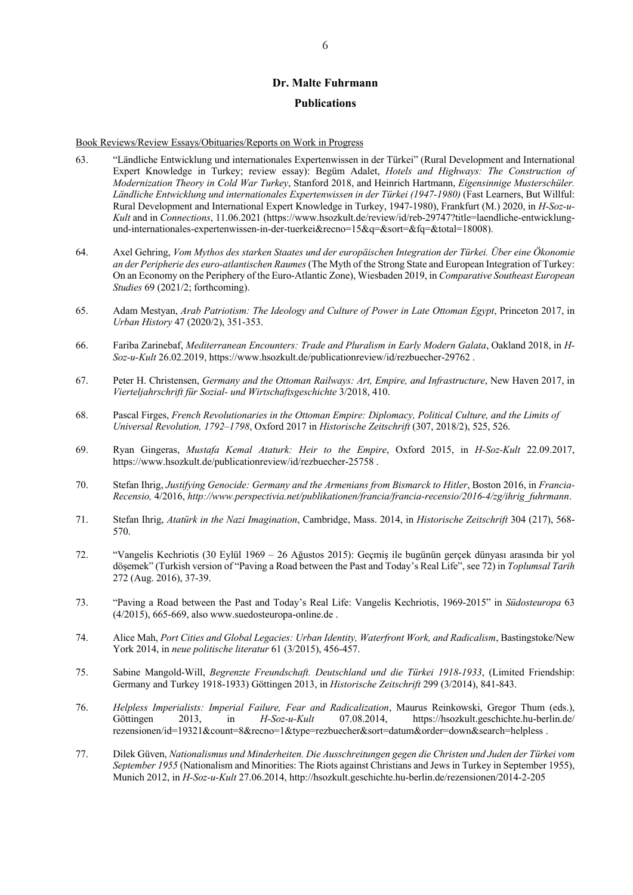**Dr. Malte Fuhrmann**

**Publications**

Book Reviews/Review Essays/Obituaries/Reports on Work in Progress

63. "Ländliche Entwicklung und internationales Expertenwissen in der Türkei" (Rural Development and International Expert Knowledge in Turkey; review essay): Begüm Adalet, *Hotels and Highways: The Construction of Modernization Theory in Cold War Turkey*, Stanford 2018, and Heinrich Hartmann, *Eigensinnige Musterschüler. Ländliche Entwicklung und internationales Expertenwissen in der Türkei (1947-1980)* (Fast Learners, But Willful: Rural Development and International Expert Knowledge in Turkey, 1947-1980), Frankfurt (M.) 2020, in *H-Soz-u-Kult* and in *Connections*, 11.06.2021 (https://www.hsozkult.de/review/id/reb-29747?title=laendliche-entwicklung-und-internationales-expertenwissen-in-der-tuerkei&recno=15&q=&sort=&fq=&total=18008).

64. Axel Gehring, *Vom Mythos des starken Staates und der europäischen Integration der Türkei. Über eine Ökonomie an der Peripherie des euro-atlantischen Raumes* (The Myth of the Strong State and European Integration of Turkey: On an Economy on the Periphery of the Euro-Atlantic Zone), Wiesbaden 2019, in *Comparative Southeast European Studies* 69 (2021/2; forthcoming).

65. Adam Mestyan, *Arab Patriotism: The Ideology and Culture of Power in Late Ottoman Egypt*, Princeton 2017, in *Urban History* 47 (2020/2), 351-353.

66. Fariba Zarinebaf, *Mediterranean Encounters: Trade and Pluralism in Early Modern Galata*, Oakland 2018, in *H-Soz-u-Kult* 26.02.2019, https://www.hsozkult.de/publicationreview/id/rezbuecher-29762 .

67. Peter H. Christensen, *Germany and the Ottoman Railways: Art, Empire, and Infrastructure*, New Haven 2017, in *Vierteljahrschrift für Sozial- und Wirtschaftsgeschichte* 3/2018, 410.

68. Pascal Firges, *French Revolutionaries in the Ottoman Empire: Diplomacy, Political Culture, and the Limits of Universal Revolution, 1792–1798*, Oxford 2017 in *Historische Zeitschrift* (307, 2018/2), 525, 526.

69. Ryan Gingeras, *Mustafa Kemal Ataturk: Heir to the Empire*, Oxford 2015, in *H-Soz-Kult* 22.09.2017, https://www.hsozkult.de/publicationreview/id/rezbuecher-25758 .

70. Stefan Ihrig, *Justifying Genocide: Germany and the Armenians from Bismarck to Hitler*, Boston 2016, in *Francia-Recensio,* 4/2016, *http://www.perspectivia.net/publikationen/francia/francia-recensio/2016-4/zg/ihrig_fuhrmann*.

71. Stefan Ihrig, *Atatürk in the Nazi Imagination*, Cambridge, Mass. 2014, in *Historische Zeitschrift* 304 (217), 568-570.

72. "Vangelis Kechriotis (30 Eylül 1969 – 26 Ağustos 2015): Geçmiş ile bugünün gerçek dünyası arasında bir yol döşemek" (Turkish version of "Paving a Road between the Past and Today's Real Life", see 72) in *Toplumsal Tarih* 272 (Aug. 2016), 37-39.

73. "Paving a Road between the Past and Today's Real Life: Vangelis Kechriotis, 1969-2015" in *Südosteuropa* 63 (4/2015), 665-669, also www.suedosteuropa-online.de .

74. Alice Mah, *Port Cities and Global Legacies: Urban Identity, Waterfront Work, and Radicalism*, Bastingstoke/New York 2014, in *neue politische literatur* 61 (3/2015), 456-457.

75. Sabine Mangold-Will, *Begrenzte Freundschaft. Deutschland und die Türkei 1918-1933*, (Limited Friendship: Germany and Turkey 1918-1933) Göttingen 2013, in *Historische Zeitschrift* 299 (3/2014), 841-843.

76. *Helpless Imperialists: Imperial Failure, Fear and Radicalization*, Maurus Reinkowski, Gregor Thum (eds.), Göttingen 2013, in *H-Soz-u-Kult* 07.08.2014, https://hsozkult.geschichte.hu-berlin.de/rezensionen/id=19321&count=8&recno=1&type=rezbuecher&sort=datum&order=down&search=helpless .

77. Dilek Güven, *Nationalismus und Minderheiten. Die Ausschreitungen gegen die Christen und Juden der Türkei vom September 1955* (Nationalism and Minorities: The Riots against Christians and Jews in Turkey in September 1955), Munich 2012, in *H-Soz-u-Kult* 27.06.2014, http://hsozkult.geschichte.hu-berlin.de/rezensionen/2014-2-205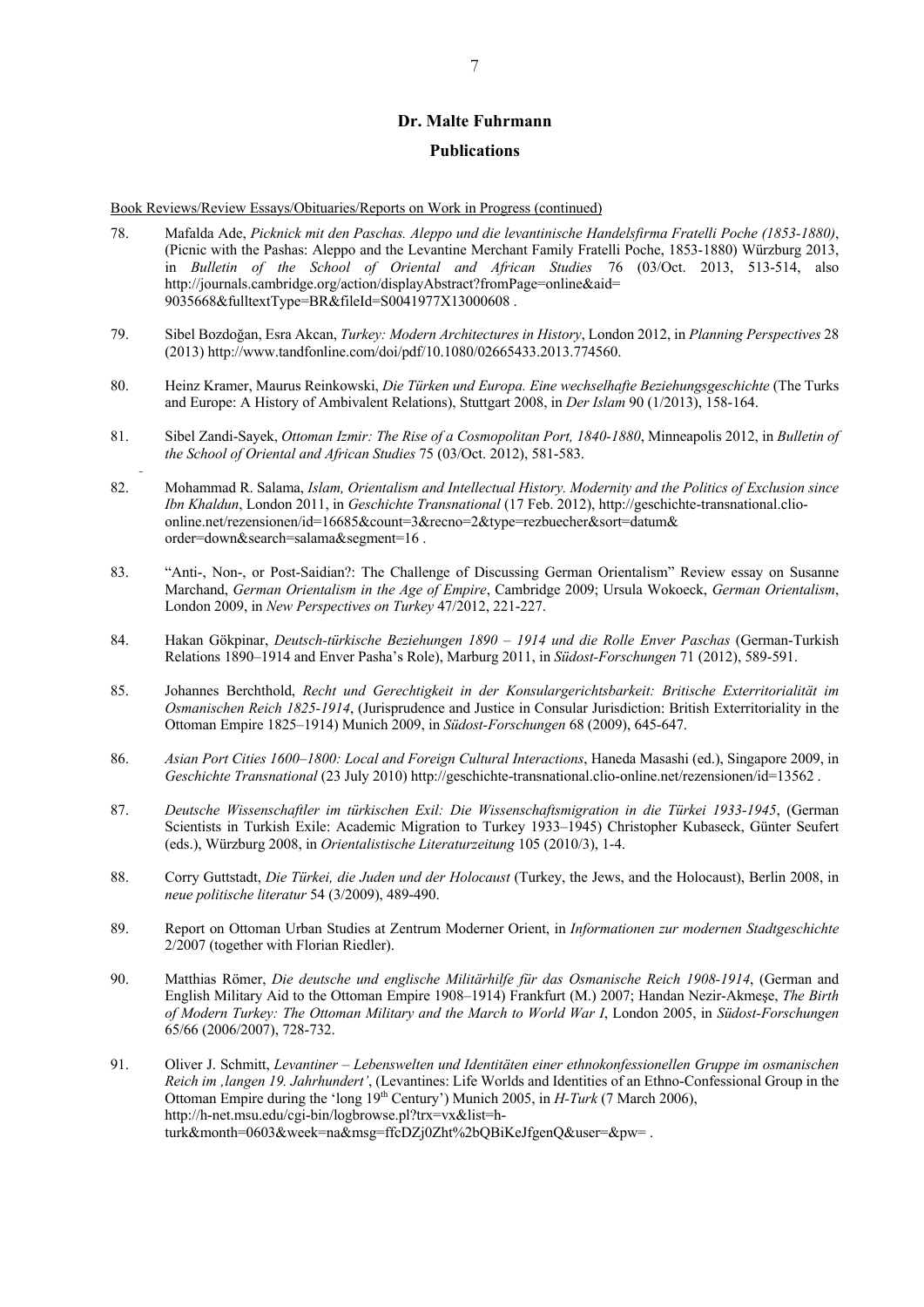## Dr. Malte Fuhrmann

## Publications

Book Reviews/Review Essays/Obituaries/Reports on Work in Progress (continued)

78. Mafalda Ade, *Picknick mit den Paschas. Aleppo und die levantinische Handelsfirma Fratelli Poche (1853-1880)*, (Picnic with the Pashas: Aleppo and the Levantine Merchant Family Fratelli Poche, 1853-1880) Würzburg 2013, in *Bulletin of the School of Oriental and African Studies* 76 (03/Oct. 2013, 513-514, also http://journals.cambridge.org/action/displayAbstract?fromPage=online&aid=9035668&fulltextType=BR&fileId=S0041977X13000608 .

79. Sibel Bozdoğan, Esra Akcan, *Turkey: Modern Architectures in History*, London 2012, in *Planning Perspectives* 28 (2013) http://www.tandfonline.com/doi/pdf/10.1080/02665433.2013.774560.

80. Heinz Kramer, Maurus Reinkowski, *Die Türken und Europa. Eine wechselhafte Beziehungsgeschichte* (The Turks and Europe: A History of Ambivalent Relations), Stuttgart 2008, in *Der Islam* 90 (1/2013), 158-164.

81. Sibel Zandi-Sayek, *Ottoman Izmir: The Rise of a Cosmopolitan Port, 1840-1880*, Minneapolis 2012, in *Bulletin of the School of Oriental and African Studies* 75 (03/Oct. 2012), 581-583.

82. Mohammad R. Salama, *Islam, Orientalism and Intellectual History. Modernity and the Politics of Exclusion since Ibn Khaldun*, London 2011, in *Geschichte Transnational* (17 Feb. 2012), http://geschichte-transnational.clio-online.net/rezensionen/id=16685&count=3&recno=2&type=rezbuecher&sort=datum&order=down&search=salama&segment=16 .

83. "Anti-, Non-, or Post-Saidian?: The Challenge of Discussing German Orientalism" Review essay on Susanne Marchand, *German Orientalism in the Age of Empire*, Cambridge 2009; Ursula Wokoeck, *German Orientalism*, London 2009, in *New Perspectives on Turkey* 47/2012, 221-227.

84. Hakan Gökpinar, *Deutsch-türkische Beziehungen 1890 – 1914 und die Rolle Enver Paschas* (German-Turkish Relations 1890–1914 and Enver Pasha's Role), Marburg 2011, in *Südost-Forschungen* 71 (2012), 589-591.

85. Johannes Berchthold, *Recht und Gerechtigkeit in der Konsulargerichtsbarkeit: Britische Exterritorialität im Osmanischen Reich 1825-1914*, (Jurisprudence and Justice in Consular Jurisdiction: British Exterritoriality in the Ottoman Empire 1825–1914) Munich 2009, in *Südost-Forschungen* 68 (2009), 645-647.

86. *Asian Port Cities 1600–1800: Local and Foreign Cultural Interactions*, Haneda Masashi (ed.), Singapore 2009, in *Geschichte Transnational* (23 July 2010) http://geschichte-transnational.clio-online.net/rezensionen/id=13562 .

87. *Deutsche Wissenschaftler im türkischen Exil: Die Wissenschaftsmigration in die Türkei 1933-1945*, (German Scientists in Turkish Exile: Academic Migration to Turkey 1933–1945) Christopher Kubaseck, Günter Seufert (eds.), Würzburg 2008, in *Orientalistische Literaturzeitung* 105 (2010/3), 1-4.

88. Corry Guttstadt, *Die Türkei, die Juden und der Holocaust* (Turkey, the Jews, and the Holocaust), Berlin 2008, in *neue politische literatur* 54 (3/2009), 489-490.

89. Report on Ottoman Urban Studies at Zentrum Moderner Orient, in *Informationen zur modernen Stadtgeschichte* 2/2007 (together with Florian Riedler).

90. Matthias Römer, *Die deutsche und englische Militärhilfe für das Osmanische Reich 1908-1914*, (German and English Military Aid to the Ottoman Empire 1908–1914) Frankfurt (M.) 2007; Handan Nezir-Akmeşe, *The Birth of Modern Turkey: The Ottoman Military and the March to World War I*, London 2005, in *Südost-Forschungen* 65/66 (2006/2007), 728-732.

91. Oliver J. Schmitt, *Levantiner – Lebenswelten und Identitäten einer ethnokonfessionellen Gruppe im osmanischen Reich im ,langen 19. Jahrhundert'*, (Levantines: Life Worlds and Identities of an Ethno-Confessional Group in the Ottoman Empire during the 'long 19th Century') Munich 2005, in *H-Turk* (7 March 2006), http://h-net.msu.edu/cgi-bin/logbrowse.pl?trx=vx&list=h-turk&month=0603&week=na&msg=ffcDZj0Zht%2bQBiKeJfgenQ&user=&pw= .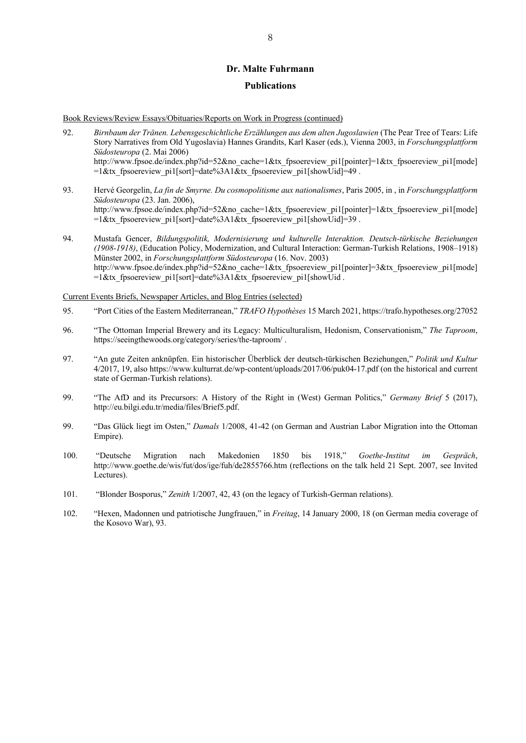**Dr. Malte Fuhrmann**

**Publications**

Book Reviews/Review Essays/Obituaries/Reports on Work in Progress (continued)

92. *Birnbaum der Tränen. Lebensgeschichtliche Erzählungen aus dem alten Jugoslawien* (The Pear Tree of Tears: Life Story Narratives from Old Yugoslavia) Hannes Grandits, Karl Kaser (eds.), Vienna 2003, in *Forschungsplattform Südosteuropa* (2. Mai 2006) http://www.fpsoe.de/index.php?id=52&no_cache=1&tx_fpsoereview_pi1[pointer]=1&tx_fpsoereview_pi1[mode]=1&tx_fpsoereview_pi1[sort]=date%3A1&tx_fpsoereview_pi1[showUid]=49 .

93. Hervé Georgelin, *La fin de Smyrne. Du cosmopolitisme aux nationalismes*, Paris 2005, in , in *Forschungsplattform Südosteuropa* (23. Jan. 2006), http://www.fpsoe.de/index.php?id=52&no_cache=1&tx_fpsoereview_pi1[pointer]=1&tx_fpsoereview_pi1[mode]=1&tx_fpsoereview_pi1[sort]=date%3A1&tx_fpsoereview_pi1[showUid]=39 .

94. Mustafa Gencer, *Bildungspolitik, Modernisierung und kulturelle Interaktion. Deutsch-türkische Beziehungen (1908-1918)*, (Education Policy, Modernization, and Cultural Interaction: German-Turkish Relations, 1908–1918) Münster 2002, in *Forschungsplattform Südosteuropa* (16. Nov. 2003) http://www.fpsoe.de/index.php?id=52&no_cache=1&tx_fpsoereview_pi1[pointer]=3&tx_fpsoereview_pi1[mode]=1&tx_fpsoereview_pi1[sort]=date%3A1&tx_fpsoereview_pi1[showUid .

Current Events Briefs, Newspaper Articles, and Blog Entries (selected)

95. "Port Cities of the Eastern Mediterranean," *TRAFO Hypothèses* 15 March 2021, https://trafo.hypotheses.org/27052

96. "The Ottoman Imperial Brewery and its Legacy: Multiculturalism, Hedonism, Conservationism," *The Taproom*, https://seeingthewoods.org/category/series/the-taproom/ .

97. "An gute Zeiten anknüpfen. Ein historischer Überblick der deutsch-türkischen Beziehungen," *Politik und Kultur* 4/2017, 19, also https://www.kulturrat.de/wp-content/uploads/2017/06/puk04-17.pdf (on the historical and current state of German-Turkish relations).

99. "The AfD and its Precursors: A History of the Right in (West) German Politics," *Germany Brief* 5 (2017), http://eu.bilgi.edu.tr/media/files/Brief5.pdf.

99. "Das Glück liegt im Osten," *Damals* 1/2008, 41-42 (on German and Austrian Labor Migration into the Ottoman Empire).

100. "Deutsche Migration nach Makedonien 1850 bis 1918," *Goethe-Institut im Gespräch*, http://www.goethe.de/wis/fut/dos/ige/fuh/de2855766.htm (reflections on the talk held 21 Sept. 2007, see Invited Lectures).

101. "Blonder Bosporus," *Zenith* 1/2007, 42, 43 (on the legacy of Turkish-German relations).

102. "Hexen, Madonnen und patriotische Jungfrauen," in *Freitag*, 14 January 2000, 18 (on German media coverage of the Kosovo War), 93.